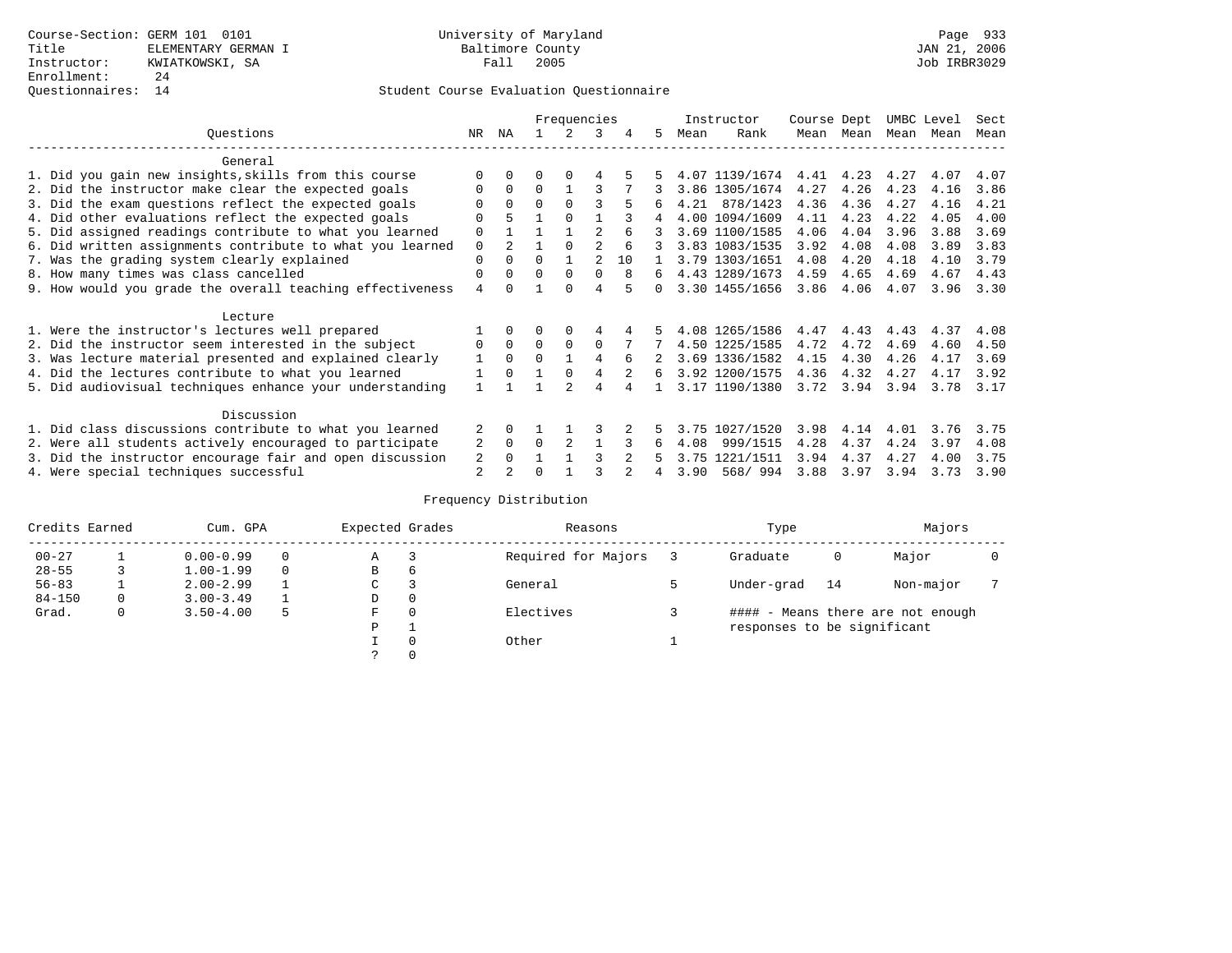Course-Section: GERM 101 0101
Title: ELEMENTARY GERMAN I
Instructor: KWIATKOWSKI, SA
Enrollment: 24
Questionnaires: 14

University of Maryland
Baltimore County
Fall 2005

JAN 21, 2006
Job IRBR3029

## Student Course Evaluation Questionnaire

| Questions | NR | NA | 1 | 2 | 3 | 4 | 5 | Instructor Mean | Instructor Rank | Course Mean | Dept Mean | UMBC Mean | Level Mean | Sect Mean |
|---|---|---|---|---|---|---|---|---|---|---|---|---|---|---|
| **General** | | | | | | | | | | | | | | |
| 1. Did you gain new insights,skills from this course | 0 | 0 | 0 | 0 | 4 | 5 | 5 | 4.07 | 1139/1674 | 4.41 | 4.23 | 4.27 | 4.07 | 4.07 |
| 2. Did the instructor make clear the expected goals | 0 | 0 | 0 | 1 | 3 | 7 | 3 | 3.86 | 1305/1674 | 4.27 | 4.26 | 4.23 | 4.16 | 3.86 |
| 3. Did the exam questions reflect the expected goals | 0 | 0 | 0 | 0 | 3 | 5 | 6 | 4.21 | 878/1423 | 4.36 | 4.36 | 4.27 | 4.16 | 4.21 |
| 4. Did other evaluations reflect the expected goals | 0 | 5 | 1 | 0 | 1 | 3 | 4 | 4.00 | 1094/1609 | 4.11 | 4.23 | 4.22 | 4.05 | 4.00 |
| 5. Did assigned readings contribute to what you learned | 0 | 1 | 1 | 1 | 2 | 6 | 3 | 3.69 | 1100/1585 | 4.06 | 4.04 | 3.96 | 3.88 | 3.69 |
| 6. Did written assignments contribute to what you learned | 0 | 2 | 1 | 0 | 2 | 6 | 3 | 3.83 | 1083/1535 | 3.92 | 4.08 | 4.08 | 3.89 | 3.83 |
| 7. Was the grading system clearly explained | 0 | 0 | 0 | 1 | 2 | 10 | 1 | 3.79 | 1303/1651 | 4.08 | 4.20 | 4.18 | 4.10 | 3.79 |
| 8. How many times was class cancelled | 0 | 0 | 0 | 0 | 0 | 8 | 6 | 4.43 | 1289/1673 | 4.59 | 4.65 | 4.69 | 4.67 | 4.43 |
| 9. How would you grade the overall teaching effectiveness | 4 | 0 | 1 | 0 | 4 | 5 | 0 | 3.30 | 1455/1656 | 3.86 | 4.06 | 4.07 | 3.96 | 3.30 |
| **Lecture** | | | | | | | | | | | | | | |
| 1. Were the instructor's lectures well prepared | 1 | 0 | 0 | 0 | 4 | 4 | 5 | 4.08 | 1265/1586 | 4.47 | 4.43 | 4.43 | 4.37 | 4.08 |
| 2. Did the instructor seem interested in the subject | 0 | 0 | 0 | 0 | 0 | 7 | 7 | 4.50 | 1225/1585 | 4.72 | 4.72 | 4.69 | 4.60 | 4.50 |
| 3. Was lecture material presented and explained clearly | 1 | 0 | 0 | 1 | 4 | 6 | 2 | 3.69 | 1336/1582 | 4.15 | 4.30 | 4.26 | 4.17 | 3.69 |
| 4. Did the lectures contribute to what you learned | 1 | 0 | 1 | 0 | 4 | 2 | 6 | 3.92 | 1200/1575 | 4.36 | 4.32 | 4.27 | 4.17 | 3.92 |
| 5. Did audiovisual techniques enhance your understanding | 1 | 1 | 1 | 2 | 4 | 4 | 1 | 3.17 | 1190/1380 | 3.72 | 3.94 | 3.94 | 3.78 | 3.17 |
| **Discussion** | | | | | | | | | | | | | | |
| 1. Did class discussions contribute to what you learned | 2 | 0 | 1 | 1 | 3 | 2 | 5 | 3.75 | 1027/1520 | 3.98 | 4.14 | 4.01 | 3.76 | 3.75 |
| 2. Were all students actively encouraged to participate | 2 | 0 | 0 | 2 | 1 | 3 | 6 | 4.08 | 999/1515 | 4.28 | 4.37 | 4.24 | 3.97 | 4.08 |
| 3. Did the instructor encourage fair and open discussion | 2 | 0 | 1 | 1 | 3 | 2 | 5 | 3.75 | 1221/1511 | 3.94 | 4.37 | 4.27 | 4.00 | 3.75 |
| 4. Were special techniques successful | 2 | 2 | 0 | 1 | 3 | 2 | 4 | 3.90 | 568/ 994 | 3.88 | 3.97 | 3.94 | 3.73 | 3.90 |

## Frequency Distribution

| Credits Earned | | Cum. GPA | | Expected Grades | | Reasons | | Type | | Majors | |
|---|---|---|---|---|---|---|---|---|---|---|---|
| 00-27 | 1 | 0.00-0.99 | 0 | A | 3 | Required for Majors | 3 | Graduate | 0 | Major | 0 |
| 28-55 | 3 | 1.00-1.99 | 0 | B | 6 | | | | | | |
| 56-83 | 1 | 2.00-2.99 | 1 | C | 3 | General | 5 | Under-grad | 14 | Non-major | 7 |
| 84-150 | 0 | 3.00-3.49 | 1 | D | 0 | | | | | | |
| Grad. | 0 | 3.50-4.00 | 5 | F | 0 | Electives | 3 | | | | |
| | | | | P | 1 | | | | | | |
| | | | | I | 0 | Other | 1 | | | | |
| | | | | ? | 0 | | | | | | |

#### - Means there are not enough responses to be significant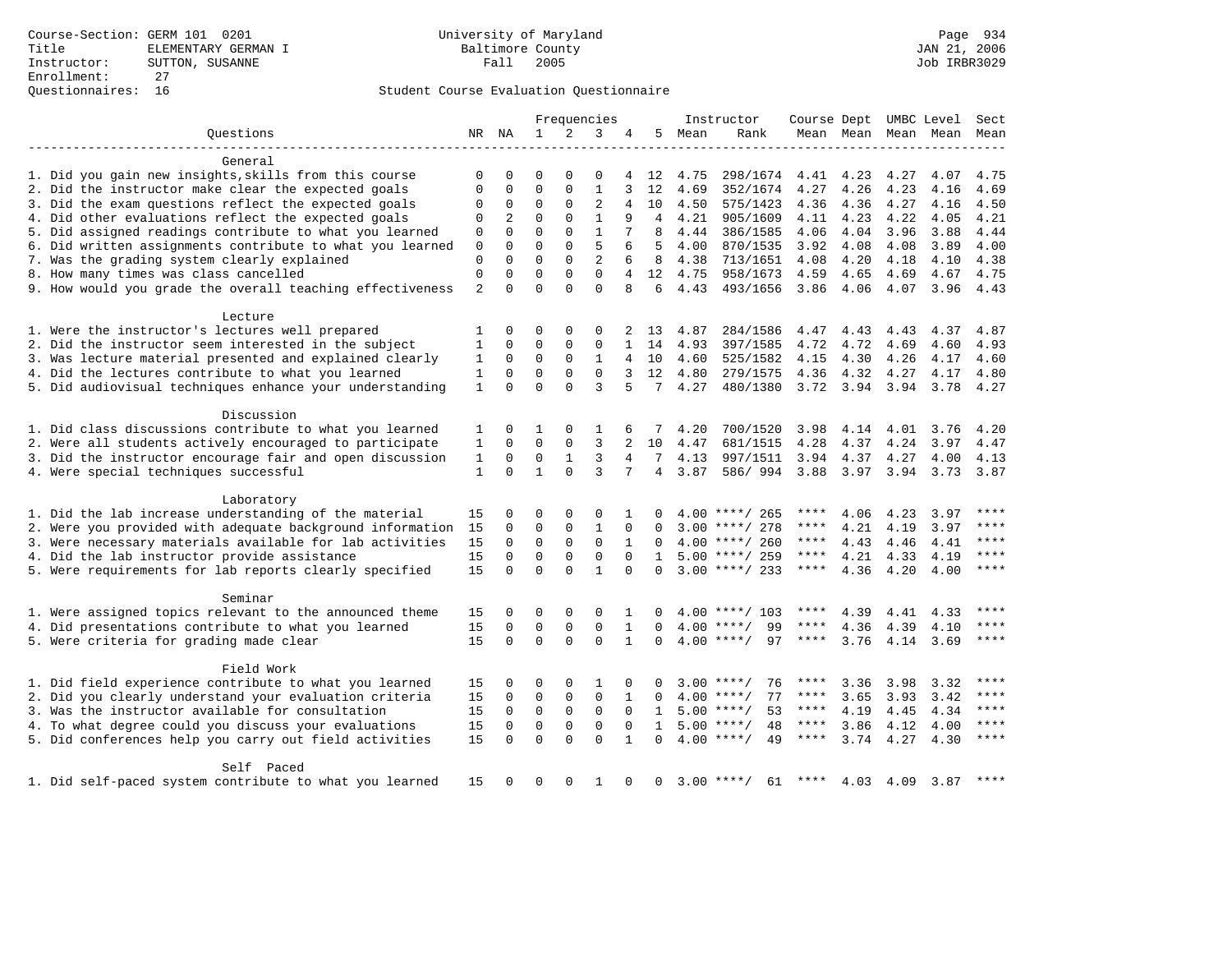Course-Section: GERM 101 0201
Title: ELEMENTARY GERMAN I
Instructor: SUTTON, SUSANNE
Enrollment: 27
Questionnaires: 16

University of Maryland
Baltimore County
Fall 2005

JAN 21, 2006
Job IRBR3029

Student Course Evaluation Questionnaire

| Questions | NR | NA | 1 | 2 | 3 | 4 | 5 | Instructor Mean | Instructor Rank | Course Mean | Dept Mean | UMBC Mean | Level Mean | Sect Mean |
|---|---|---|---|---|---|---|---|---|---|---|---|---|---|---|
| **General** | | | | | | | | | | | | | | |
| 1. Did you gain new insights,skills from this course | 0 | 0 | 0 | 0 | 0 | 4 | 12 | 4.75 | 298/1674 | 4.41 | 4.23 | 4.27 | 4.07 | 4.75 |
| 2. Did the instructor make clear the expected goals | 0 | 0 | 0 | 0 | 1 | 3 | 12 | 4.69 | 352/1674 | 4.27 | 4.26 | 4.23 | 4.16 | 4.69 |
| 3. Did the exam questions reflect the expected goals | 0 | 0 | 0 | 0 | 2 | 4 | 10 | 4.50 | 575/1423 | 4.36 | 4.36 | 4.27 | 4.16 | 4.50 |
| 4. Did other evaluations reflect the expected goals | 0 | 2 | 0 | 0 | 1 | 9 | 4 | 4.21 | 905/1609 | 4.11 | 4.23 | 4.22 | 4.05 | 4.21 |
| 5. Did assigned readings contribute to what you learned | 0 | 0 | 0 | 0 | 1 | 7 | 8 | 4.44 | 386/1585 | 4.06 | 4.04 | 3.96 | 3.88 | 4.44 |
| 6. Did written assignments contribute to what you learned | 0 | 0 | 0 | 0 | 5 | 6 | 5 | 4.00 | 870/1535 | 3.92 | 4.08 | 4.08 | 3.89 | 4.00 |
| 7. Was the grading system clearly explained | 0 | 0 | 0 | 0 | 2 | 6 | 8 | 4.38 | 713/1651 | 4.08 | 4.20 | 4.18 | 4.10 | 4.38 |
| 8. How many times was class cancelled | 0 | 0 | 0 | 0 | 0 | 4 | 12 | 4.75 | 958/1673 | 4.59 | 4.65 | 4.69 | 4.67 | 4.75 |
| 9. How would you grade the overall teaching effectiveness | 2 | 0 | 0 | 0 | 0 | 8 | 6 | 4.43 | 493/1656 | 3.86 | 4.06 | 4.07 | 3.96 | 4.43 |
| **Lecture** | | | | | | | | | | | | | | |
| 1. Were the instructor's lectures well prepared | 1 | 0 | 0 | 0 | 0 | 2 | 13 | 4.87 | 284/1586 | 4.47 | 4.43 | 4.43 | 4.37 | 4.87 |
| 2. Did the instructor seem interested in the subject | 1 | 0 | 0 | 0 | 0 | 1 | 14 | 4.93 | 397/1585 | 4.72 | 4.72 | 4.69 | 4.60 | 4.93 |
| 3. Was lecture material presented and explained clearly | 1 | 0 | 0 | 0 | 1 | 4 | 10 | 4.60 | 525/1582 | 4.15 | 4.30 | 4.26 | 4.17 | 4.60 |
| 4. Did the lectures contribute to what you learned | 1 | 0 | 0 | 0 | 0 | 3 | 12 | 4.80 | 279/1575 | 4.36 | 4.32 | 4.27 | 4.17 | 4.80 |
| 5. Did audiovisual techniques enhance your understanding | 1 | 0 | 0 | 0 | 3 | 5 | 7 | 4.27 | 480/1380 | 3.72 | 3.94 | 3.94 | 3.78 | 4.27 |
| **Discussion** | | | | | | | | | | | | | | |
| 1. Did class discussions contribute to what you learned | 1 | 0 | 1 | 0 | 1 | 6 | 7 | 4.20 | 700/1520 | 3.98 | 4.14 | 4.01 | 3.76 | 4.20 |
| 2. Were all students actively encouraged to participate | 1 | 0 | 0 | 0 | 3 | 2 | 10 | 4.47 | 681/1515 | 4.28 | 4.37 | 4.24 | 3.97 | 4.47 |
| 3. Did the instructor encourage fair and open discussion | 1 | 0 | 0 | 1 | 3 | 4 | 7 | 4.13 | 997/1511 | 3.94 | 4.37 | 4.27 | 4.00 | 4.13 |
| 4. Were special techniques successful | 1 | 0 | 1 | 0 | 3 | 7 | 4 | 3.87 | 586/ 994 | 3.88 | 3.97 | 3.94 | 3.73 | 3.87 |
| **Laboratory** | | | | | | | | | | | | | | |
| 1. Did the lab increase understanding of the material | 15 | 0 | 0 | 0 | 0 | 1 | 0 | 4.00 | ****/ 265 | **** | 4.06 | 4.23 | 3.97 | **** |
| 2. Were you provided with adequate background information | 15 | 0 | 0 | 0 | 1 | 0 | 0 | 3.00 | ****/ 278 | **** | 4.21 | 4.19 | 3.97 | **** |
| 3. Were necessary materials available for lab activities | 15 | 0 | 0 | 0 | 0 | 1 | 0 | 4.00 | ****/ 260 | **** | 4.43 | 4.46 | 4.41 | **** |
| 4. Did the lab instructor provide assistance | 15 | 0 | 0 | 0 | 0 | 0 | 1 | 5.00 | ****/ 259 | **** | 4.21 | 4.33 | 4.19 | **** |
| 5. Were requirements for lab reports clearly specified | 15 | 0 | 0 | 0 | 1 | 0 | 0 | 3.00 | ****/ 233 | **** | 4.36 | 4.20 | 4.00 | **** |
| **Seminar** | | | | | | | | | | | | | | |
| 1. Were assigned topics relevant to the announced theme | 15 | 0 | 0 | 0 | 0 | 1 | 0 | 4.00 | ****/ 103 | **** | 4.39 | 4.41 | 4.33 | **** |
| 4. Did presentations contribute to what you learned | 15 | 0 | 0 | 0 | 0 | 1 | 0 | 4.00 | ****/ 99 | **** | 4.36 | 4.39 | 4.10 | **** |
| 5. Were criteria for grading made clear | 15 | 0 | 0 | 0 | 0 | 1 | 0 | 4.00 | ****/ 97 | **** | 3.76 | 4.14 | 3.69 | **** |
| **Field Work** | | | | | | | | | | | | | | |
| 1. Did field experience contribute to what you learned | 15 | 0 | 0 | 0 | 1 | 0 | 0 | 3.00 | ****/ 76 | **** | 3.36 | 3.98 | 3.32 | **** |
| 2. Did you clearly understand your evaluation criteria | 15 | 0 | 0 | 0 | 0 | 1 | 0 | 4.00 | ****/ 77 | **** | 3.65 | 3.93 | 3.42 | **** |
| 3. Was the instructor available for consultation | 15 | 0 | 0 | 0 | 0 | 0 | 1 | 5.00 | ****/ 53 | **** | 4.19 | 4.45 | 4.34 | **** |
| 4. To what degree could you discuss your evaluations | 15 | 0 | 0 | 0 | 0 | 0 | 1 | 5.00 | ****/ 48 | **** | 3.86 | 4.12 | 4.00 | **** |
| 5. Did conferences help you carry out field activities | 15 | 0 | 0 | 0 | 0 | 1 | 0 | 4.00 | ****/ 49 | **** | 3.74 | 4.27 | 4.30 | **** |
| **Self Paced** | | | | | | | | | | | | | | |
| 1. Did self-paced system contribute to what you learned | 15 | 0 | 0 | 0 | 1 | 0 | 0 | 3.00 | ****/ 61 | **** | 4.03 | 4.09 | 3.87 | **** |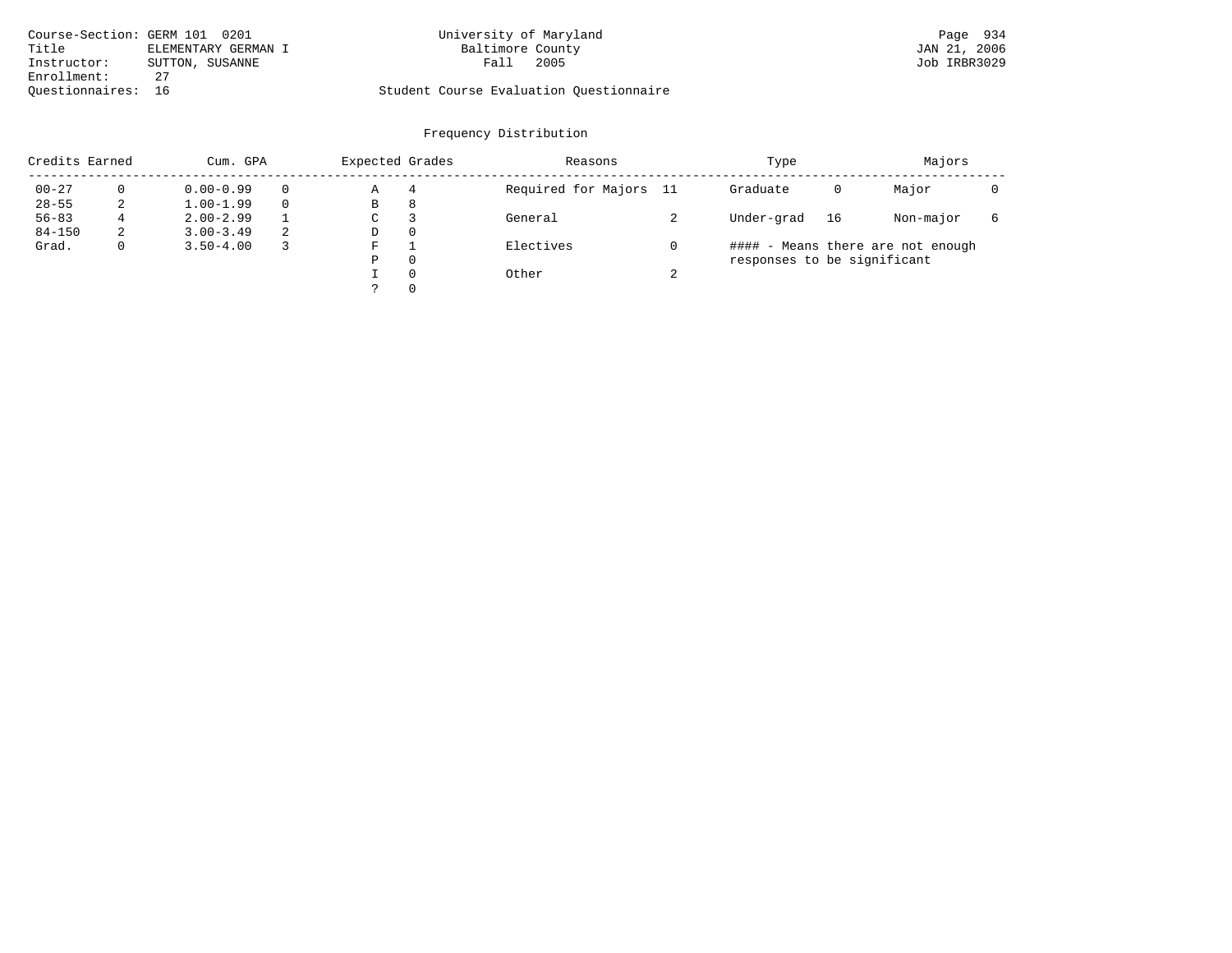Course-Section: GERM 101 0201
Title: ELEMENTARY GERMAN I
Instructor: SUTTON, SUSANNE
Enrollment: 27
Questionnaires: 16

University of Maryland
Baltimore County
Fall 2005

Student Course Evaluation Questionnaire

Page 934
JAN 21, 2006
Job IRBR3029

## Frequency Distribution

| Credits Earned | | Cum. GPA | | Expected Grades | | Reasons | | Type | | Majors | |
|---|---|---|---|---|---|---|---|---|---|---|---|
| 00-27 | 0 | 0.00-0.99 | 0 | A | 4 | Required for Majors | 11 | Graduate | 0 | Major | 0 |
| 28-55 | 2 | 1.00-1.99 | 0 | B | 8 | | | | | | |
| 56-83 | 4 | 2.00-2.99 | 1 | C | 3 | General | 2 | Under-grad | 16 | Non-major | 6 |
| 84-150 | 2 | 3.00-3.49 | 2 | D | 0 | | | | | | |
| Grad. | 0 | 3.50-4.00 | 3 | F | 1 | Electives | 0 | | | | |
| | | | | P | 0 | | | | | | |
| | | | | I | 0 | Other | 2 | | | | |
| | | | | ? | 0 | | | | | | |

#### - Means there are not enough responses to be significant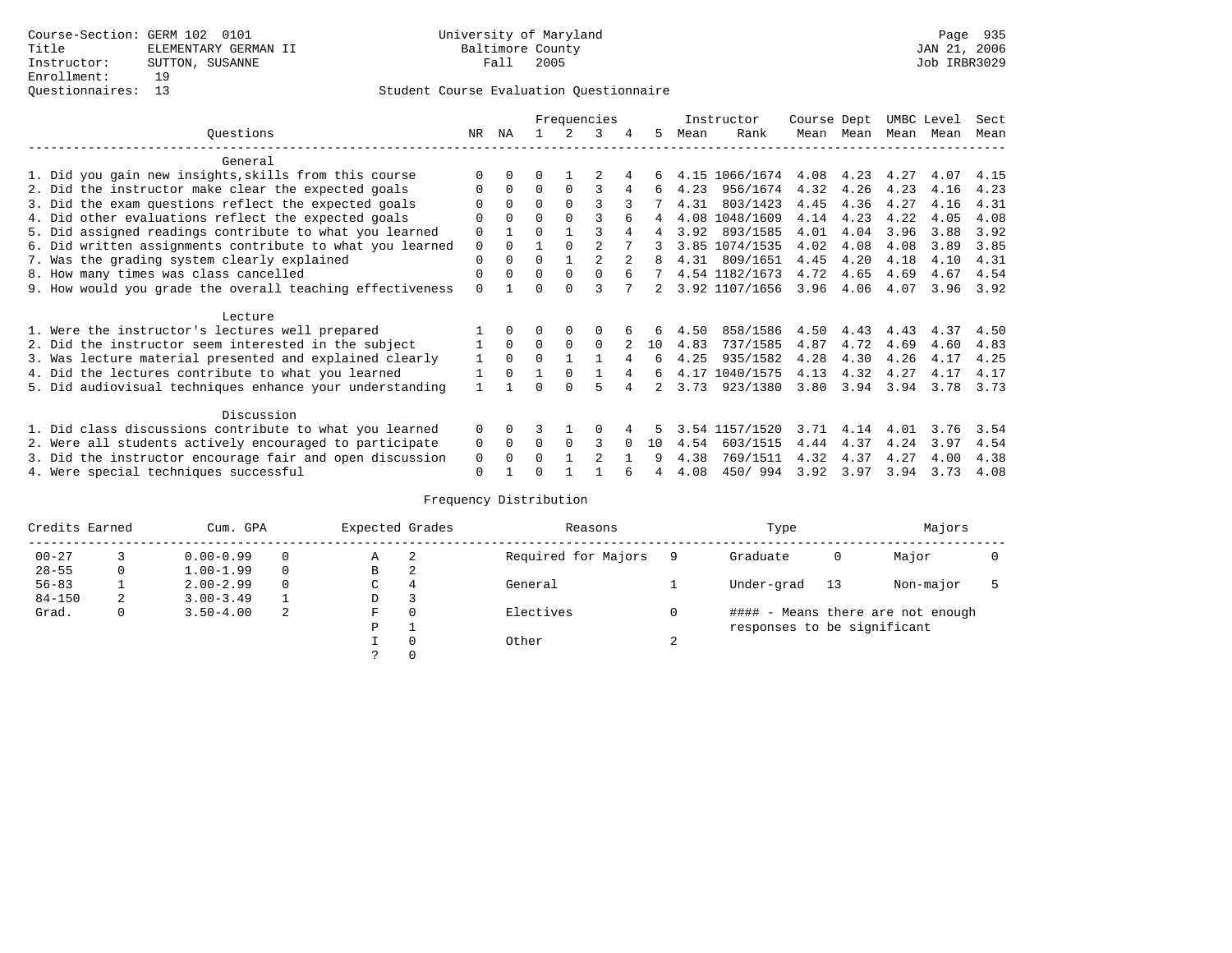Course-Section: GERM 102 0101
Title: ELEMENTARY GERMAN II
Instructor: SUTTON, SUSANNE
Enrollment: 19
Questionnaires: 13

University of Maryland
Baltimore County
Fall 2005

Student Course Evaluation Questionnaire

| Questions | NR | NA | 1 | 2 | 3 | 4 | 5 | Instructor Mean | Instructor Rank | Course Mean | Dept Mean | UMBC Mean | Level Mean | Sect Mean |
|---|---|---|---|---|---|---|---|---|---|---|---|---|---|---|
| **General** | | | | | | | | | | | | | | |
| 1. Did you gain new insights,skills from this course | 0 | 0 | 0 | 1 | 2 | 4 | 6 | 4.15 | 1066/1674 | 4.08 | 4.23 | 4.27 | 4.07 | 4.15 |
| 2. Did the instructor make clear the expected goals | 0 | 0 | 0 | 0 | 3 | 4 | 6 | 4.23 | 956/1674 | 4.32 | 4.26 | 4.23 | 4.16 | 4.23 |
| 3. Did the exam questions reflect the expected goals | 0 | 0 | 0 | 0 | 3 | 3 | 7 | 4.31 | 803/1423 | 4.45 | 4.36 | 4.27 | 4.16 | 4.31 |
| 4. Did other evaluations reflect the expected goals | 0 | 0 | 0 | 0 | 3 | 6 | 4 | 4.08 | 1048/1609 | 4.14 | 4.23 | 4.22 | 4.05 | 4.08 |
| 5. Did assigned readings contribute to what you learned | 0 | 1 | 0 | 1 | 3 | 4 | 4 | 3.92 | 893/1585 | 4.01 | 4.04 | 3.96 | 3.88 | 3.92 |
| 6. Did written assignments contribute to what you learned | 0 | 0 | 1 | 0 | 2 | 7 | 3 | 3.85 | 1074/1535 | 4.02 | 4.08 | 4.08 | 3.89 | 3.85 |
| 7. Was the grading system clearly explained | 0 | 0 | 0 | 1 | 2 | 2 | 8 | 4.31 | 809/1651 | 4.45 | 4.20 | 4.18 | 4.10 | 4.31 |
| 8. How many times was class cancelled | 0 | 0 | 0 | 0 | 0 | 6 | 7 | 4.54 | 1182/1673 | 4.72 | 4.65 | 4.69 | 4.67 | 4.54 |
| 9. How would you grade the overall teaching effectiveness | 0 | 1 | 0 | 0 | 3 | 7 | 2 | 3.92 | 1107/1656 | 3.96 | 4.06 | 4.07 | 3.96 | 3.92 |
| **Lecture** | | | | | | | | | | | | | | |
| 1. Were the instructor's lectures well prepared | 1 | 0 | 0 | 0 | 0 | 6 | 6 | 4.50 | 858/1586 | 4.50 | 4.43 | 4.43 | 4.37 | 4.50 |
| 2. Did the instructor seem interested in the subject | 1 | 0 | 0 | 0 | 0 | 2 | 10 | 4.83 | 737/1585 | 4.87 | 4.72 | 4.69 | 4.60 | 4.83 |
| 3. Was lecture material presented and explained clearly | 1 | 0 | 0 | 1 | 1 | 4 | 6 | 4.25 | 935/1582 | 4.28 | 4.30 | 4.26 | 4.17 | 4.25 |
| 4. Did the lectures contribute to what you learned | 1 | 0 | 1 | 0 | 1 | 4 | 6 | 4.17 | 1040/1575 | 4.13 | 4.32 | 4.27 | 4.17 | 4.17 |
| 5. Did audiovisual techniques enhance your understanding | 1 | 1 | 0 | 0 | 5 | 4 | 2 | 3.73 | 923/1380 | 3.80 | 3.94 | 3.94 | 3.78 | 3.73 |
| **Discussion** | | | | | | | | | | | | | | |
| 1. Did class discussions contribute to what you learned | 0 | 0 | 3 | 1 | 0 | 4 | 5 | 3.54 | 1157/1520 | 3.71 | 4.14 | 4.01 | 3.76 | 3.54 |
| 2. Were all students actively encouraged to participate | 0 | 0 | 0 | 0 | 3 | 0 | 10 | 4.54 | 603/1515 | 4.44 | 4.37 | 4.24 | 3.97 | 4.54 |
| 3. Did the instructor encourage fair and open discussion | 0 | 0 | 0 | 1 | 2 | 1 | 9 | 4.38 | 769/1511 | 4.32 | 4.37 | 4.27 | 4.00 | 4.38 |
| 4. Were special techniques successful | 0 | 1 | 0 | 1 | 1 | 6 | 4 | 4.08 | 450/ 994 | 3.92 | 3.97 | 3.94 | 3.73 | 4.08 |

Frequency Distribution

| Credits Earned | | Cum. GPA | | Expected Grades | | Reasons | | Type | | Majors | |
|---|---|---|---|---|---|---|---|---|---|---|---|
| 00-27 | 3 | 0.00-0.99 | 0 | A | 2 | Required for Majors | 9 | Graduate | 0 | Major | 0 |
| 28-55 | 0 | 1.00-1.99 | 0 | B | 2 | | | | | | |
| 56-83 | 1 | 2.00-2.99 | 0 | C | 4 | General | 1 | Under-grad | 13 | Non-major | 5 |
| 84-150 | 2 | 3.00-3.49 | 1 | D | 3 | | | | | | |
| Grad. | 0 | 3.50-4.00 | 2 | F | 0 | Electives | 0 | #### - Means there are not enough responses to be significant | | | |
| | | | | P | 1 | | | | | | |
| | | | | I | 0 | Other | 2 | | | | |
| | | | | ? | 0 | | | | | | |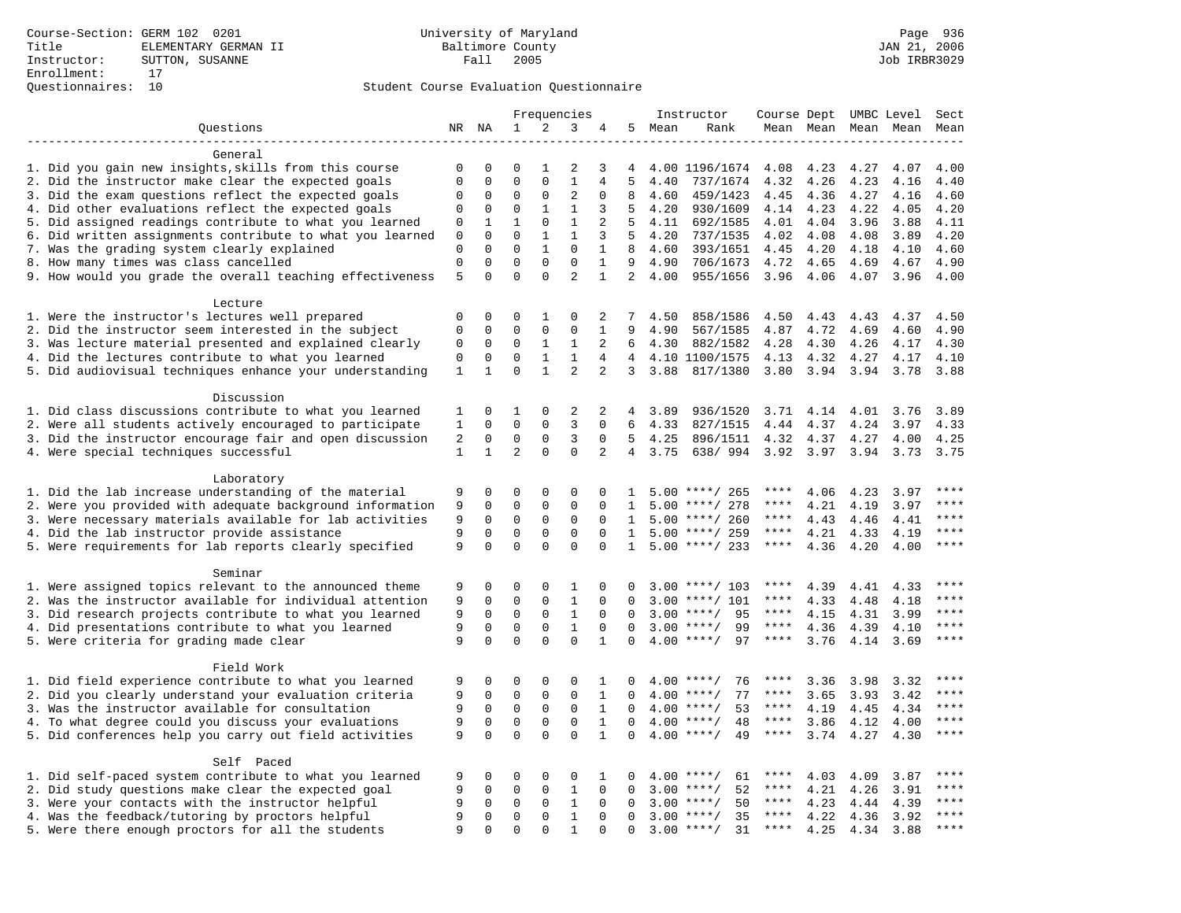Course-Section: GERM 102 0201
Title: ELEMENTARY GERMAN II
Instructor: SUTTON, SUSANNE
Enrollment: 17
Questionnaires: 10

University of Maryland
Baltimore County
Fall 2005

JAN 21, 2006
Job IRBR3029

Student Course Evaluation Questionnaire

| Questions | NR | NA | 1 | 2 | 3 | 4 | 5 | Instructor Mean | Rank | Course Mean | Dept Mean | UMBC Mean | Level Mean | Sect Mean |
|---|---|---|---|---|---|---|---|---|---|---|---|---|---|---|
| **General** | | | | | | | | | | | | | | |
| 1. Did you gain new insights,skills from this course | 0 | 0 | 0 | 1 | 2 | 3 | 4 | 4.00 | 1196/1674 | 4.08 | 4.23 | 4.27 | 4.07 | 4.00 |
| 2. Did the instructor make clear the expected goals | 0 | 0 | 0 | 0 | 1 | 4 | 5 | 4.40 | 737/1674 | 4.32 | 4.26 | 4.23 | 4.16 | 4.40 |
| 3. Did the exam questions reflect the expected goals | 0 | 0 | 0 | 0 | 2 | 0 | 8 | 4.60 | 459/1423 | 4.45 | 4.36 | 4.27 | 4.16 | 4.60 |
| 4. Did other evaluations reflect the expected goals | 0 | 0 | 0 | 1 | 1 | 3 | 5 | 4.20 | 930/1609 | 4.14 | 4.23 | 4.22 | 4.05 | 4.20 |
| 5. Did assigned readings contribute to what you learned | 0 | 1 | 1 | 0 | 1 | 2 | 5 | 4.11 | 692/1585 | 4.01 | 4.04 | 3.96 | 3.88 | 4.11 |
| 6. Did written assignments contribute to what you learned | 0 | 0 | 0 | 1 | 1 | 3 | 5 | 4.20 | 737/1535 | 4.02 | 4.08 | 4.08 | 3.89 | 4.20 |
| 7. Was the grading system clearly explained | 0 | 0 | 0 | 1 | 0 | 1 | 8 | 4.60 | 393/1651 | 4.45 | 4.20 | 4.18 | 4.10 | 4.60 |
| 8. How many times was class cancelled | 0 | 0 | 0 | 0 | 0 | 1 | 9 | 4.90 | 706/1673 | 4.72 | 4.65 | 4.69 | 4.67 | 4.90 |
| 9. How would you grade the overall teaching effectiveness | 5 | 0 | 0 | 0 | 2 | 1 | 2 | 4.00 | 955/1656 | 3.96 | 4.06 | 4.07 | 3.96 | 4.00 |
| **Lecture** | | | | | | | | | | | | | | |
| 1. Were the instructor's lectures well prepared | 0 | 0 | 0 | 1 | 0 | 2 | 7 | 4.50 | 858/1586 | 4.50 | 4.43 | 4.43 | 4.37 | 4.50 |
| 2. Did the instructor seem interested in the subject | 0 | 0 | 0 | 0 | 0 | 1 | 9 | 4.90 | 567/1585 | 4.87 | 4.72 | 4.69 | 4.60 | 4.90 |
| 3. Was lecture material presented and explained clearly | 0 | 0 | 0 | 1 | 1 | 2 | 6 | 4.30 | 882/1582 | 4.28 | 4.30 | 4.26 | 4.17 | 4.30 |
| 4. Did the lectures contribute to what you learned | 0 | 0 | 0 | 1 | 1 | 4 | 4 | 4.10 | 1100/1575 | 4.13 | 4.32 | 4.27 | 4.17 | 4.10 |
| 5. Did audiovisual techniques enhance your understanding | 1 | 1 | 0 | 1 | 2 | 2 | 3 | 3.88 | 817/1380 | 3.80 | 3.94 | 3.94 | 3.78 | 3.88 |
| **Discussion** | | | | | | | | | | | | | | |
| 1. Did class discussions contribute to what you learned | 1 | 0 | 1 | 0 | 2 | 2 | 4 | 3.89 | 936/1520 | 3.71 | 4.14 | 4.01 | 3.76 | 3.89 |
| 2. Were all students actively encouraged to participate | 1 | 0 | 0 | 0 | 3 | 0 | 6 | 4.33 | 827/1515 | 4.44 | 4.37 | 4.24 | 3.97 | 4.33 |
| 3. Did the instructor encourage fair and open discussion | 2 | 0 | 0 | 0 | 3 | 0 | 5 | 4.25 | 896/1511 | 4.32 | 4.37 | 4.27 | 4.00 | 4.25 |
| 4. Were special techniques successful | 1 | 1 | 2 | 0 | 0 | 2 | 4 | 3.75 | 638/ 994 | 3.92 | 3.97 | 3.94 | 3.73 | 3.75 |
| **Laboratory** | | | | | | | | | | | | | | |
| 1. Did the lab increase understanding of the material | 9 | 0 | 0 | 0 | 0 | 0 | 1 | 5.00 | ****/ 265 | **** | 4.06 | 4.23 | 3.97 | **** |
| 2. Were you provided with adequate background information | 9 | 0 | 0 | 0 | 0 | 0 | 1 | 5.00 | ****/ 278 | **** | 4.21 | 4.19 | 3.97 | **** |
| 3. Were necessary materials available for lab activities | 9 | 0 | 0 | 0 | 0 | 0 | 1 | 5.00 | ****/ 260 | **** | 4.43 | 4.46 | 4.41 | **** |
| 4. Did the lab instructor provide assistance | 9 | 0 | 0 | 0 | 0 | 0 | 1 | 5.00 | ****/ 259 | **** | 4.21 | 4.33 | 4.19 | **** |
| 5. Were requirements for lab reports clearly specified | 9 | 0 | 0 | 0 | 0 | 0 | 1 | 5.00 | ****/ 233 | **** | 4.36 | 4.20 | 4.00 | **** |
| **Seminar** | | | | | | | | | | | | | | |
| 1. Were assigned topics relevant to the announced theme | 9 | 0 | 0 | 0 | 1 | 0 | 0 | 3.00 | ****/ 103 | **** | 4.39 | 4.41 | 4.33 | **** |
| 2. Was the instructor available for individual attention | 9 | 0 | 0 | 0 | 1 | 0 | 0 | 3.00 | ****/ 101 | **** | 4.33 | 4.48 | 4.18 | **** |
| 3. Did research projects contribute to what you learned | 9 | 0 | 0 | 0 | 1 | 0 | 0 | 3.00 | ****/ 95 | **** | 4.15 | 4.31 | 3.99 | **** |
| 4. Did presentations contribute to what you learned | 9 | 0 | 0 | 0 | 1 | 0 | 0 | 3.00 | ****/ 99 | **** | 4.36 | 4.39 | 4.10 | **** |
| 5. Were criteria for grading made clear | 9 | 0 | 0 | 0 | 0 | 1 | 0 | 4.00 | ****/ 97 | **** | 3.76 | 4.14 | 3.69 | **** |
| **Field Work** | | | | | | | | | | | | | | |
| 1. Did field experience contribute to what you learned | 9 | 0 | 0 | 0 | 0 | 1 | 0 | 4.00 | ****/ 76 | **** | 3.36 | 3.98 | 3.32 | **** |
| 2. Did you clearly understand your evaluation criteria | 9 | 0 | 0 | 0 | 0 | 1 | 0 | 4.00 | ****/ 77 | **** | 3.65 | 3.93 | 3.42 | **** |
| 3. Was the instructor available for consultation | 9 | 0 | 0 | 0 | 0 | 1 | 0 | 4.00 | ****/ 53 | **** | 4.19 | 4.45 | 4.34 | **** |
| 4. To what degree could you discuss your evaluations | 9 | 0 | 0 | 0 | 0 | 1 | 0 | 4.00 | ****/ 48 | **** | 3.86 | 4.12 | 4.00 | **** |
| 5. Did conferences help you carry out field activities | 9 | 0 | 0 | 0 | 0 | 1 | 0 | 4.00 | ****/ 49 | **** | 3.74 | 4.27 | 4.30 | **** |
| **Self Paced** | | | | | | | | | | | | | | |
| 1. Did self-paced system contribute to what you learned | 9 | 0 | 0 | 0 | 0 | 1 | 0 | 4.00 | ****/ 61 | **** | 4.03 | 4.09 | 3.87 | **** |
| 2. Did study questions make clear the expected goal | 9 | 0 | 0 | 0 | 1 | 0 | 0 | 3.00 | ****/ 52 | **** | 4.21 | 4.26 | 3.91 | **** |
| 3. Were your contacts with the instructor helpful | 9 | 0 | 0 | 0 | 1 | 0 | 0 | 3.00 | ****/ 50 | **** | 4.23 | 4.44 | 4.39 | **** |
| 4. Was the feedback/tutoring by proctors helpful | 9 | 0 | 0 | 0 | 1 | 0 | 0 | 3.00 | ****/ 35 | **** | 4.22 | 4.36 | 3.92 | **** |
| 5. Were there enough proctors for all the students | 9 | 0 | 0 | 0 | 1 | 0 | 0 | 3.00 | ****/ 31 | **** | 4.25 | 4.34 | 3.88 | **** |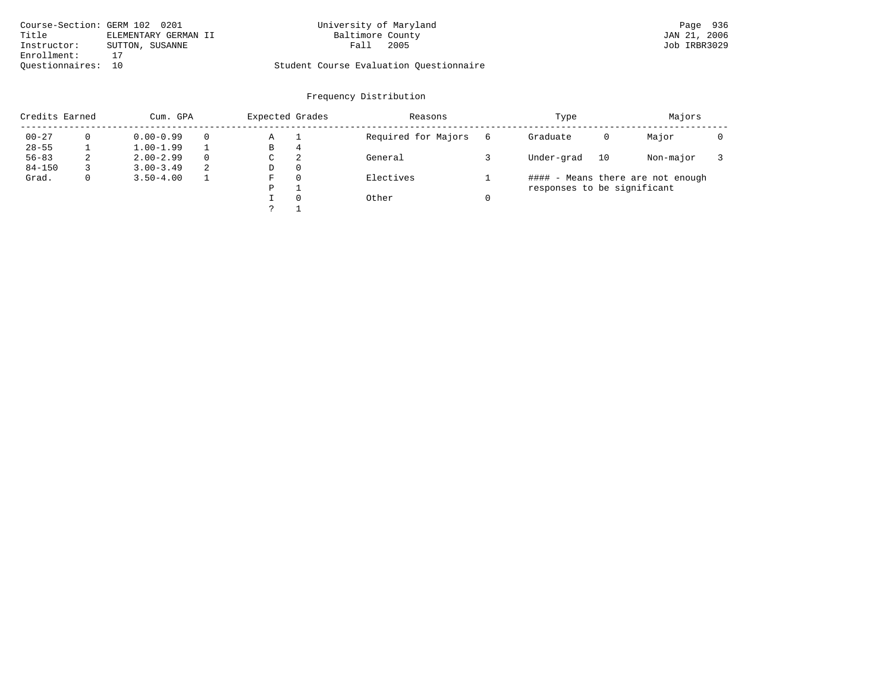Course-Section: GERM 102 0201
Title: ELEMENTARY GERMAN II
Instructor: SUTTON, SUSANNE
Enrollment: 17
Questionnaires: 10

University of Maryland
Baltimore County
Fall 2005

Student Course Evaluation Questionnaire

JAN 21, 2006
Job IRBR3029

## Frequency Distribution

| Credits Earned | | Cum. GPA | | Expected Grades | | Reasons | | Type | | Majors | |
|---|---|---|---|---|---|---|---|---|---|---|---|
| 00-27 | 0 | 0.00-0.99 | 0 | A | 1 | Required for Majors | 6 | Graduate | 0 | Major | 0 |
| 28-55 | 1 | 1.00-1.99 | 1 | B | 4 | | | | | | |
| 56-83 | 2 | 2.00-2.99 | 0 | C | 2 | General | 3 | Under-grad | 10 | Non-major | 3 |
| 84-150 | 3 | 3.00-3.49 | 2 | D | 0 | | | | | | |
| Grad. | 0 | 3.50-4.00 | 1 | F | 0 | Electives | 1 | | | | |
| | | | | P | 1 | | | | | | |
| | | | | I | 0 | Other | 0 | | | | |
| | | | | ? | 1 | | | | | | |

#### - Means there are not enough responses to be significant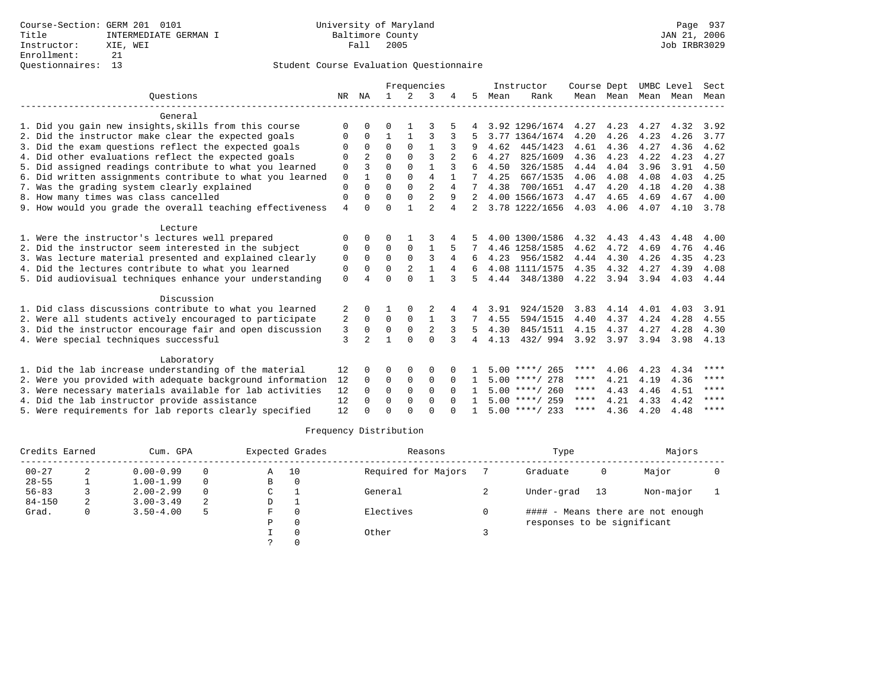Course-Section: GERM 201 0101
Title: INTERMEDIATE GERMAN I
Instructor: XIE, WEI
Enrollment: 21
Questionnaires: 13

University of Maryland
Baltimore County
Fall 2005

Page 937
JAN 21, 2006
Job IRBR3029

## Student Course Evaluation Questionnaire

| Questions | NR | NA | 1 | 2 | 3 | 4 | 5 | Instructor Mean | Instructor Rank | Course Mean | Dept Mean | UMBC Level Mean | Level Mean | Sect Mean |
|---|---|---|---|---|---|---|---|---|---|---|---|---|---|---|
| **General** | | | | | | | | | | | | | | |
| 1. Did you gain new insights,skills from this course | 0 | 0 | 0 | 1 | 3 | 5 | 4 | 3.92 | 1296/1674 | 4.27 | 4.23 | 4.27 | 4.32 | 3.92 |
| 2. Did the instructor make clear the expected goals | 0 | 0 | 1 | 1 | 3 | 3 | 5 | 3.77 | 1364/1674 | 4.20 | 4.26 | 4.23 | 4.26 | 3.77 |
| 3. Did the exam questions reflect the expected goals | 0 | 0 | 0 | 0 | 1 | 3 | 9 | 4.62 | 445/1423 | 4.61 | 4.36 | 4.27 | 4.36 | 4.62 |
| 4. Did other evaluations reflect the expected goals | 0 | 2 | 0 | 0 | 3 | 2 | 6 | 4.27 | 825/1609 | 4.36 | 4.23 | 4.22 | 4.23 | 4.27 |
| 5. Did assigned readings contribute to what you learned | 0 | 3 | 0 | 0 | 1 | 3 | 6 | 4.50 | 326/1585 | 4.44 | 4.04 | 3.96 | 3.91 | 4.50 |
| 6. Did written assignments contribute to what you learned | 0 | 1 | 0 | 0 | 4 | 1 | 7 | 4.25 | 667/1535 | 4.06 | 4.08 | 4.08 | 4.03 | 4.25 |
| 7. Was the grading system clearly explained | 0 | 0 | 0 | 0 | 2 | 4 | 7 | 4.38 | 700/1651 | 4.47 | 4.20 | 4.18 | 4.20 | 4.38 |
| 8. How many times was class cancelled | 0 | 0 | 0 | 0 | 2 | 9 | 2 | 4.00 | 1566/1673 | 4.47 | 4.65 | 4.69 | 4.67 | 4.00 |
| 9. How would you grade the overall teaching effectiveness | 4 | 0 | 0 | 1 | 2 | 4 | 2 | 3.78 | 1222/1656 | 4.03 | 4.06 | 4.07 | 4.10 | 3.78 |
| **Lecture** | | | | | | | | | | | | | | |
| 1. Were the instructor's lectures well prepared | 0 | 0 | 0 | 1 | 3 | 4 | 5 | 4.00 | 1300/1586 | 4.32 | 4.43 | 4.43 | 4.48 | 4.00 |
| 2. Did the instructor seem interested in the subject | 0 | 0 | 0 | 0 | 1 | 5 | 7 | 4.46 | 1258/1585 | 4.62 | 4.72 | 4.69 | 4.76 | 4.46 |
| 3. Was lecture material presented and explained clearly | 0 | 0 | 0 | 0 | 3 | 4 | 6 | 4.23 | 956/1582 | 4.44 | 4.30 | 4.26 | 4.35 | 4.23 |
| 4. Did the lectures contribute to what you learned | 0 | 0 | 0 | 2 | 1 | 4 | 6 | 4.08 | 1111/1575 | 4.35 | 4.32 | 4.27 | 4.39 | 4.08 |
| 5. Did audiovisual techniques enhance your understanding | 0 | 4 | 0 | 0 | 1 | 3 | 5 | 4.44 | 348/1380 | 4.22 | 3.94 | 3.94 | 4.03 | 4.44 |
| **Discussion** | | | | | | | | | | | | | | |
| 1. Did class discussions contribute to what you learned | 2 | 0 | 1 | 0 | 2 | 4 | 4 | 3.91 | 924/1520 | 3.83 | 4.14 | 4.01 | 4.03 | 3.91 |
| 2. Were all students actively encouraged to participate | 2 | 0 | 0 | 0 | 1 | 3 | 7 | 4.55 | 594/1515 | 4.40 | 4.37 | 4.24 | 4.28 | 4.55 |
| 3. Did the instructor encourage fair and open discussion | 3 | 0 | 0 | 0 | 2 | 3 | 5 | 4.30 | 845/1511 | 4.15 | 4.37 | 4.27 | 4.28 | 4.30 |
| 4. Were special techniques successful | 3 | 2 | 1 | 0 | 0 | 3 | 4 | 4.13 | 432/ 994 | 3.92 | 3.97 | 3.94 | 3.98 | 4.13 |
| **Laboratory** | | | | | | | | | | | | | | |
| 1. Did the lab increase understanding of the material | 12 | 0 | 0 | 0 | 0 | 0 | 1 | 5.00 | ****/ 265 | **** | 4.06 | 4.23 | 4.34 | **** |
| 2. Were you provided with adequate background information | 12 | 0 | 0 | 0 | 0 | 0 | 1 | 5.00 | ****/ 278 | **** | 4.21 | 4.19 | 4.36 | **** |
| 3. Were necessary materials available for lab activities | 12 | 0 | 0 | 0 | 0 | 0 | 1 | 5.00 | ****/ 260 | **** | 4.43 | 4.46 | 4.51 | **** |
| 4. Did the lab instructor provide assistance | 12 | 0 | 0 | 0 | 0 | 0 | 1 | 5.00 | ****/ 259 | **** | 4.21 | 4.33 | 4.42 | **** |
| 5. Were requirements for lab reports clearly specified | 12 | 0 | 0 | 0 | 0 | 0 | 1 | 5.00 | ****/ 233 | **** | 4.36 | 4.20 | 4.48 | **** |

## Frequency Distribution

| Credits Earned | | Cum. GPA | | Expected Grades | | Reasons | | Type | | Majors | |
|---|---|---|---|---|---|---|---|---|---|---|---|
| 00-27 | 2 | 0.00-0.99 | 0 | A | 10 | Required for Majors | 7 | Graduate | 0 | Major | 0 |
| 28-55 | 1 | 1.00-1.99 | 0 | B | 0 | | | | | | |
| 56-83 | 3 | 2.00-2.99 | 0 | C | 1 | General | 2 | Under-grad | 13 | Non-major | 1 |
| 84-150 | 2 | 3.00-3.49 | 2 | D | 1 | | | | | | |
| Grad. | 0 | 3.50-4.00 | 5 | F | 0 | Electives | 0 | #### - Means there are not enough responses to be significant | | | |
| | | | | P | 0 | | | | | | |
| | | | | I | 0 | Other | 3 | | | | |
| | | | | ? | 0 | | | | | | |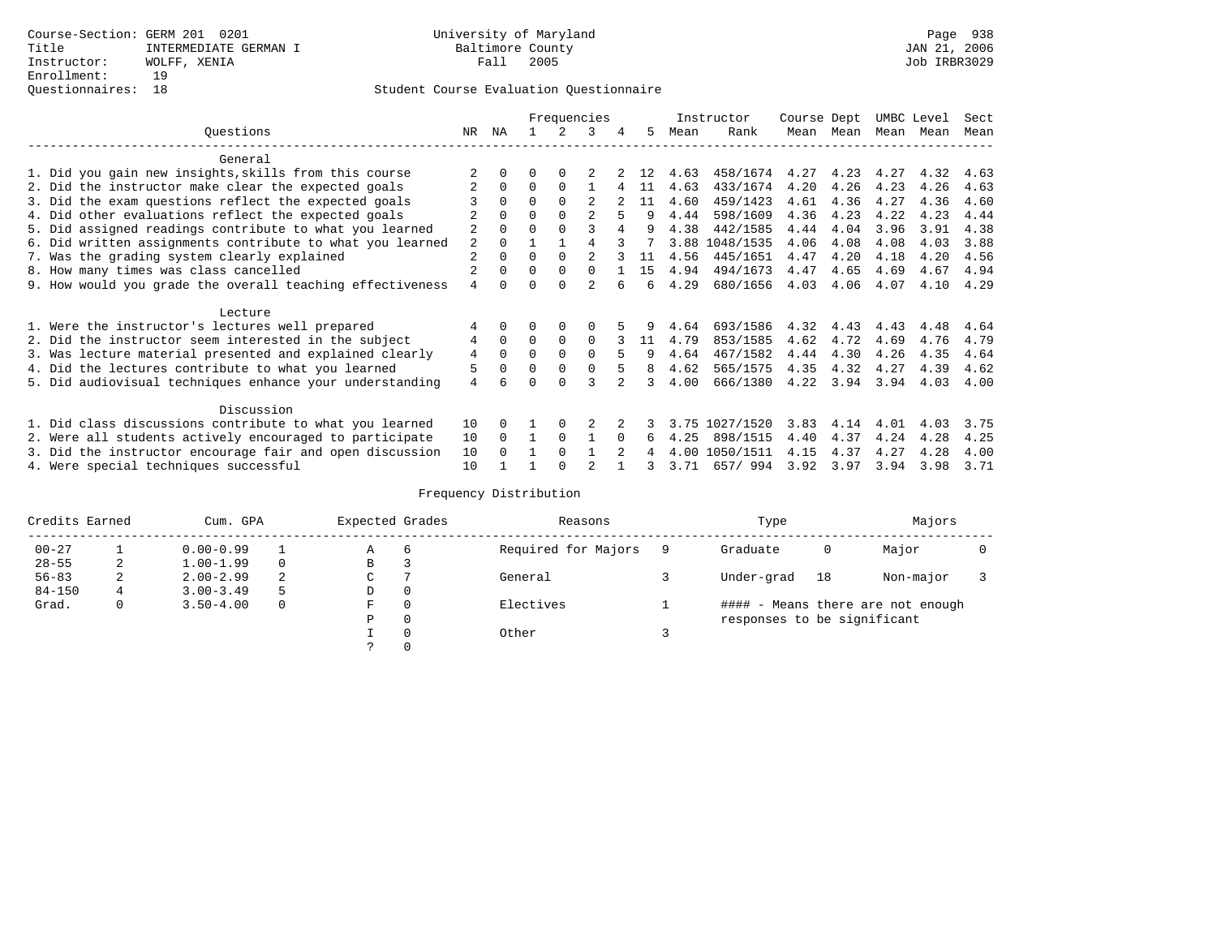Course-Section: GERM 201 0201
Title: INTERMEDIATE GERMAN I
Instructor: WOLFF, XENIA
Enrollment: 19
Questionnaires: 18

University of Maryland
Baltimore County
Fall 2005

Page 938
JAN 21, 2006
Job IRBR3029

Student Course Evaluation Questionnaire

| Questions | NR | NA | 1 | 2 | 3 | 4 | 5 | Instructor Mean | Instructor Rank | Course Mean | Dept Mean | UMBC Mean | Level Mean | Sect Mean |
|---|---|---|---|---|---|---|---|---|---|---|---|---|---|---|
| **General** | | | | | | | | | | | | | | |
| 1. Did you gain new insights,skills from this course | 2 | 0 | 0 | 0 | 2 | 2 | 12 | 4.63 | 458/1674 | 4.27 | 4.23 | 4.27 | 4.32 | 4.63 |
| 2. Did the instructor make clear the expected goals | 2 | 0 | 0 | 0 | 1 | 4 | 11 | 4.63 | 433/1674 | 4.20 | 4.26 | 4.23 | 4.26 | 4.63 |
| 3. Did the exam questions reflect the expected goals | 3 | 0 | 0 | 0 | 2 | 2 | 11 | 4.60 | 459/1423 | 4.61 | 4.36 | 4.27 | 4.36 | 4.60 |
| 4. Did other evaluations reflect the expected goals | 2 | 0 | 0 | 0 | 2 | 5 | 9 | 4.44 | 598/1609 | 4.36 | 4.23 | 4.22 | 4.23 | 4.44 |
| 5. Did assigned readings contribute to what you learned | 2 | 0 | 0 | 0 | 3 | 4 | 9 | 4.38 | 442/1585 | 4.44 | 4.04 | 3.96 | 3.91 | 4.38 |
| 6. Did written assignments contribute to what you learned | 2 | 0 | 1 | 1 | 4 | 3 | 7 | 3.88 | 1048/1535 | 4.06 | 4.08 | 4.08 | 4.03 | 3.88 |
| 7. Was the grading system clearly explained | 2 | 0 | 0 | 0 | 2 | 3 | 11 | 4.56 | 445/1651 | 4.47 | 4.20 | 4.18 | 4.20 | 4.56 |
| 8. How many times was class cancelled | 2 | 0 | 0 | 0 | 0 | 1 | 15 | 4.94 | 494/1673 | 4.47 | 4.65 | 4.69 | 4.67 | 4.94 |
| 9. How would you grade the overall teaching effectiveness | 4 | 0 | 0 | 0 | 2 | 6 | 6 | 4.29 | 680/1656 | 4.03 | 4.06 | 4.07 | 4.10 | 4.29 |
| **Lecture** | | | | | | | | | | | | | | |
| 1. Were the instructor's lectures well prepared | 4 | 0 | 0 | 0 | 0 | 5 | 9 | 4.64 | 693/1586 | 4.32 | 4.43 | 4.43 | 4.48 | 4.64 |
| 2. Did the instructor seem interested in the subject | 4 | 0 | 0 | 0 | 0 | 3 | 11 | 4.79 | 853/1585 | 4.62 | 4.72 | 4.69 | 4.76 | 4.79 |
| 3. Was lecture material presented and explained clearly | 4 | 0 | 0 | 0 | 0 | 5 | 9 | 4.64 | 467/1582 | 4.44 | 4.30 | 4.26 | 4.35 | 4.64 |
| 4. Did the lectures contribute to what you learned | 5 | 0 | 0 | 0 | 0 | 5 | 8 | 4.62 | 565/1575 | 4.35 | 4.32 | 4.27 | 4.39 | 4.62 |
| 5. Did audiovisual techniques enhance your understanding | 4 | 6 | 0 | 0 | 3 | 2 | 3 | 4.00 | 666/1380 | 4.22 | 3.94 | 3.94 | 4.03 | 4.00 |
| **Discussion** | | | | | | | | | | | | | | |
| 1. Did class discussions contribute to what you learned | 10 | 0 | 1 | 0 | 2 | 2 | 3 | 3.75 | 1027/1520 | 3.83 | 4.14 | 4.01 | 4.03 | 3.75 |
| 2. Were all students actively encouraged to participate | 10 | 0 | 1 | 0 | 1 | 0 | 6 | 4.25 | 898/1515 | 4.40 | 4.37 | 4.24 | 4.28 | 4.25 |
| 3. Did the instructor encourage fair and open discussion | 10 | 0 | 1 | 0 | 1 | 2 | 4 | 4.00 | 1050/1511 | 4.15 | 4.37 | 4.27 | 4.28 | 4.00 |
| 4. Were special techniques successful | 10 | 1 | 1 | 0 | 2 | 1 | 3 | 3.71 | 657/ 994 | 3.92 | 3.97 | 3.94 | 3.98 | 3.71 |

Frequency Distribution

| Credits Earned | | Cum. GPA | | Expected Grades | | Reasons | | Type | | Majors | |
|---|---|---|---|---|---|---|---|---|---|---|---|
| 00-27 | 1 | 0.00-0.99 | 1 | A | 6 | Required for Majors | 9 | Graduate | 0 | Major | 0 |
| 28-55 | 2 | 1.00-1.99 | 0 | B | 3 | | | | | | |
| 56-83 | 2 | 2.00-2.99 | 2 | C | 7 | General | 3 | Under-grad | 18 | Non-major | 3 |
| 84-150 | 4 | 3.00-3.49 | 5 | D | 0 | | | | | | |
| Grad. | 0 | 3.50-4.00 | 0 | F | 0 | Electives | 1 | #### - Means there are not enough responses to be significant | | | |
| | | | | P | 0 | | | | | | |
| | | | | I | 0 | Other | 3 | | | | |
| | | | | ? | 0 | | | | | | |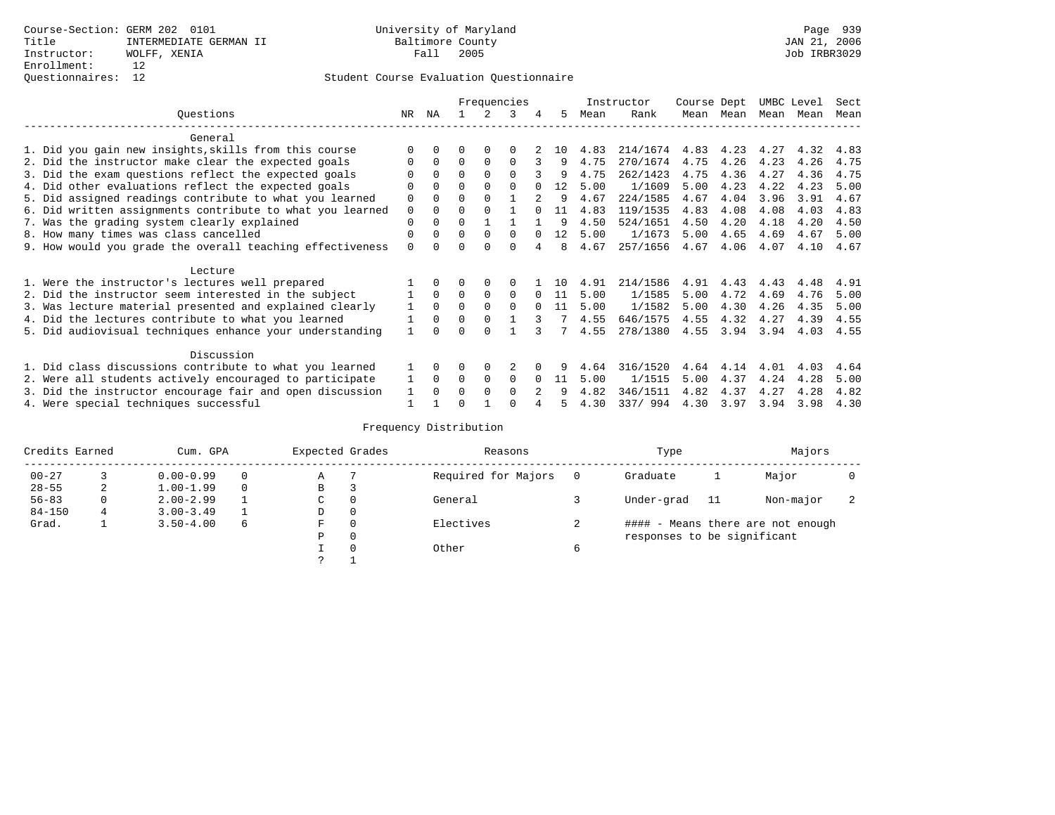Course-Section: GERM 202 0101
Title: INTERMEDIATE GERMAN II
Instructor: WOLFF, XENIA
Enrollment: 12
Questionnaires: 12

University of Maryland
Baltimore County
Fall 2005

JAN 21, 2006
Job IRBR3029

## Student Course Evaluation Questionnaire

| Questions | NR | NA | 1 | 2 | 3 | 4 | 5 | Instructor Mean | Rank | Course Mean | Dept Mean | UMBC Mean | Level Mean | Sect Mean |
|---|---|---|---|---|---|---|---|---|---|---|---|---|---|---|
| **General** | | | | | | | | | | | | | | |
| 1. Did you gain new insights,skills from this course | 0 | 0 | 0 | 0 | 0 | 2 | 10 | 4.83 | 214/1674 | 4.83 | 4.23 | 4.27 | 4.32 | 4.83 |
| 2. Did the instructor make clear the expected goals | 0 | 0 | 0 | 0 | 0 | 3 | 9 | 4.75 | 270/1674 | 4.75 | 4.26 | 4.23 | 4.26 | 4.75 |
| 3. Did the exam questions reflect the expected goals | 0 | 0 | 0 | 0 | 0 | 3 | 9 | 4.75 | 262/1423 | 4.75 | 4.36 | 4.27 | 4.36 | 4.75 |
| 4. Did other evaluations reflect the expected goals | 0 | 0 | 0 | 0 | 0 | 0 | 12 | 5.00 | 1/1609 | 5.00 | 4.23 | 4.22 | 4.23 | 5.00 |
| 5. Did assigned readings contribute to what you learned | 0 | 0 | 0 | 0 | 1 | 2 | 9 | 4.67 | 224/1585 | 4.67 | 4.04 | 3.96 | 3.91 | 4.67 |
| 6. Did written assignments contribute to what you learned | 0 | 0 | 0 | 0 | 1 | 0 | 11 | 4.83 | 119/1535 | 4.83 | 4.08 | 4.08 | 4.03 | 4.83 |
| 7. Was the grading system clearly explained | 0 | 0 | 0 | 1 | 1 | 1 | 9 | 4.50 | 524/1651 | 4.50 | 4.20 | 4.18 | 4.20 | 4.50 |
| 8. How many times was class cancelled | 0 | 0 | 0 | 0 | 0 | 0 | 12 | 5.00 | 1/1673 | 5.00 | 4.65 | 4.69 | 4.67 | 5.00 |
| 9. How would you grade the overall teaching effectiveness | 0 | 0 | 0 | 0 | 0 | 4 | 8 | 4.67 | 257/1656 | 4.67 | 4.06 | 4.07 | 4.10 | 4.67 |
| **Lecture** | | | | | | | | | | | | | | |
| 1. Were the instructor's lectures well prepared | 1 | 0 | 0 | 0 | 0 | 1 | 10 | 4.91 | 214/1586 | 4.91 | 4.43 | 4.43 | 4.48 | 4.91 |
| 2. Did the instructor seem interested in the subject | 1 | 0 | 0 | 0 | 0 | 0 | 11 | 5.00 | 1/1585 | 5.00 | 4.72 | 4.69 | 4.76 | 5.00 |
| 3. Was lecture material presented and explained clearly | 1 | 0 | 0 | 0 | 0 | 0 | 11 | 5.00 | 1/1582 | 5.00 | 4.30 | 4.26 | 4.35 | 5.00 |
| 4. Did the lectures contribute to what you learned | 1 | 0 | 0 | 0 | 1 | 3 | 7 | 4.55 | 646/1575 | 4.55 | 4.32 | 4.27 | 4.39 | 4.55 |
| 5. Did audiovisual techniques enhance your understanding | 1 | 0 | 0 | 0 | 1 | 3 | 7 | 4.55 | 278/1380 | 4.55 | 3.94 | 3.94 | 4.03 | 4.55 |
| **Discussion** | | | | | | | | | | | | | | |
| 1. Did class discussions contribute to what you learned | 1 | 0 | 0 | 0 | 2 | 0 | 9 | 4.64 | 316/1520 | 4.64 | 4.14 | 4.01 | 4.03 | 4.64 |
| 2. Were all students actively encouraged to participate | 1 | 0 | 0 | 0 | 0 | 0 | 11 | 5.00 | 1/1515 | 5.00 | 4.37 | 4.24 | 4.28 | 5.00 |
| 3. Did the instructor encourage fair and open discussion | 1 | 0 | 0 | 0 | 0 | 2 | 9 | 4.82 | 346/1511 | 4.82 | 4.37 | 4.27 | 4.28 | 4.82 |
| 4. Were special techniques successful | 1 | 1 | 0 | 1 | 0 | 4 | 5 | 4.30 | 337/ 994 | 4.30 | 3.97 | 3.94 | 3.98 | 4.30 |

## Frequency Distribution

| Credits Earned | | Cum. GPA | | Expected Grades | | Reasons | | Type | | Majors | |
|---|---|---|---|---|---|---|---|---|---|---|---|
| 00-27 | 3 | 0.00-0.99 | 0 | A | 7 | Required for Majors | 0 | Graduate | 1 | Major | 0 |
| 28-55 | 2 | 1.00-1.99 | 0 | B | 3 | | | | | | |
| 56-83 | 0 | 2.00-2.99 | 1 | C | 0 | General | 3 | Under-grad | 11 | Non-major | 2 |
| 84-150 | 4 | 3.00-3.49 | 1 | D | 0 | | | | | | |
| Grad. | 1 | 3.50-4.00 | 6 | F | 0 | Electives | 2 | | | | |
| | | | | P | 0 | | | | | | |
| | | | | I | 0 | Other | 6 | | | | |
| | | | | ? | 1 | | | | | | |

#### - Means there are not enough responses to be significant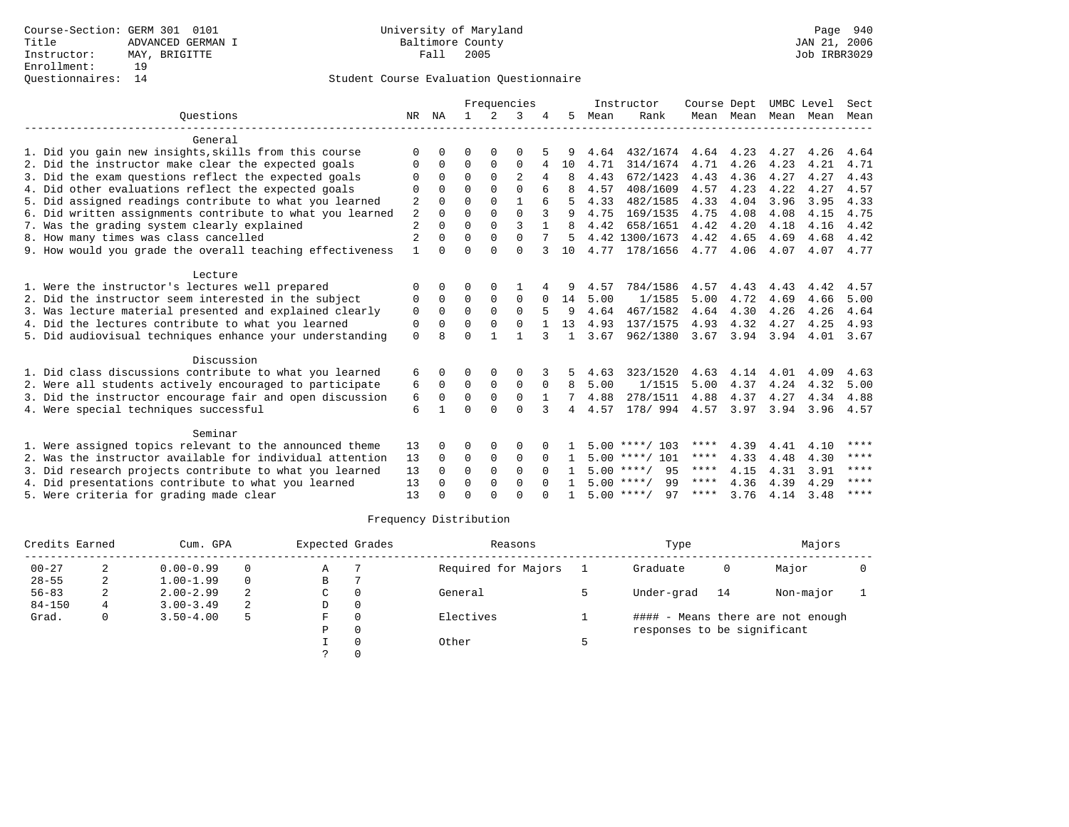Course-Section: GERM 301 0101
Title: ADVANCED GERMAN I
Instructor: MAY, BRIGITTE
Enrollment: 19
Questionnaires: 14

University of Maryland
Baltimore County
Fall 2005

JAN 21, 2006
Job IRBR3029

## Student Course Evaluation Questionnaire

| Questions | NR | NA | 1 | 2 | 3 | 4 | 5 | Instructor Mean | Instructor Rank | Course Mean | Dept Mean | UMBC Mean | Level Mean | Sect Mean |
|---|---|---|---|---|---|---|---|---|---|---|---|---|---|---|
| **General** | | | | | | | | | | | | | | |
| 1. Did you gain new insights,skills from this course | 0 | 0 | 0 | 0 | 0 | 5 | 9 | 4.64 | 432/1674 | 4.64 | 4.23 | 4.27 | 4.26 | 4.64 |
| 2. Did the instructor make clear the expected goals | 0 | 0 | 0 | 0 | 0 | 4 | 10 | 4.71 | 314/1674 | 4.71 | 4.26 | 4.23 | 4.21 | 4.71 |
| 3. Did the exam questions reflect the expected goals | 0 | 0 | 0 | 0 | 2 | 4 | 8 | 4.43 | 672/1423 | 4.43 | 4.36 | 4.27 | 4.27 | 4.43 |
| 4. Did other evaluations reflect the expected goals | 0 | 0 | 0 | 0 | 0 | 6 | 8 | 4.57 | 408/1609 | 4.57 | 4.23 | 4.22 | 4.27 | 4.57 |
| 5. Did assigned readings contribute to what you learned | 2 | 0 | 0 | 0 | 1 | 6 | 5 | 4.33 | 482/1585 | 4.33 | 4.04 | 3.96 | 3.95 | 4.33 |
| 6. Did written assignments contribute to what you learned | 2 | 0 | 0 | 0 | 0 | 3 | 9 | 4.75 | 169/1535 | 4.75 | 4.08 | 4.08 | 4.15 | 4.75 |
| 7. Was the grading system clearly explained | 2 | 0 | 0 | 0 | 3 | 1 | 8 | 4.42 | 658/1651 | 4.42 | 4.20 | 4.18 | 4.16 | 4.42 |
| 8. How many times was class cancelled | 2 | 0 | 0 | 0 | 0 | 7 | 5 | 4.42 | 1300/1673 | 4.42 | 4.65 | 4.69 | 4.68 | 4.42 |
| 9. How would you grade the overall teaching effectiveness | 1 | 0 | 0 | 0 | 0 | 3 | 10 | 4.77 | 178/1656 | 4.77 | 4.06 | 4.07 | 4.07 | 4.77 |
| **Lecture** | | | | | | | | | | | | | | |
| 1. Were the instructor's lectures well prepared | 0 | 0 | 0 | 0 | 1 | 4 | 9 | 4.57 | 784/1586 | 4.57 | 4.43 | 4.43 | 4.42 | 4.57 |
| 2. Did the instructor seem interested in the subject | 0 | 0 | 0 | 0 | 0 | 0 | 14 | 5.00 | 1/1585 | 5.00 | 4.72 | 4.69 | 4.66 | 5.00 |
| 3. Was lecture material presented and explained clearly | 0 | 0 | 0 | 0 | 0 | 5 | 9 | 4.64 | 467/1582 | 4.64 | 4.30 | 4.26 | 4.26 | 4.64 |
| 4. Did the lectures contribute to what you learned | 0 | 0 | 0 | 0 | 0 | 1 | 13 | 4.93 | 137/1575 | 4.93 | 4.32 | 4.27 | 4.25 | 4.93 |
| 5. Did audiovisual techniques enhance your understanding | 0 | 8 | 0 | 1 | 1 | 3 | 1 | 3.67 | 962/1380 | 3.67 | 3.94 | 3.94 | 4.01 | 3.67 |
| **Discussion** | | | | | | | | | | | | | | |
| 1. Did class discussions contribute to what you learned | 6 | 0 | 0 | 0 | 0 | 3 | 5 | 4.63 | 323/1520 | 4.63 | 4.14 | 4.01 | 4.09 | 4.63 |
| 2. Were all students actively encouraged to participate | 6 | 0 | 0 | 0 | 0 | 0 | 8 | 5.00 | 1/1515 | 5.00 | 4.37 | 4.24 | 4.32 | 5.00 |
| 3. Did the instructor encourage fair and open discussion | 6 | 0 | 0 | 0 | 0 | 1 | 7 | 4.88 | 278/1511 | 4.88 | 4.37 | 4.27 | 4.34 | 4.88 |
| 4. Were special techniques successful | 6 | 1 | 0 | 0 | 0 | 3 | 4 | 4.57 | 178/ 994 | 4.57 | 3.97 | 3.94 | 3.96 | 4.57 |
| **Seminar** | | | | | | | | | | | | | | |
| 1. Were assigned topics relevant to the announced theme | 13 | 0 | 0 | 0 | 0 | 0 | 1 | 5.00 | ****/ 103 | **** | 4.39 | 4.41 | 4.10 | **** |
| 2. Was the instructor available for individual attention | 13 | 0 | 0 | 0 | 0 | 0 | 1 | 5.00 | ****/ 101 | **** | 4.33 | 4.48 | 4.30 | **** |
| 3. Did research projects contribute to what you learned | 13 | 0 | 0 | 0 | 0 | 0 | 1 | 5.00 | ****/ 95 | **** | 4.15 | 4.31 | 3.91 | **** |
| 4. Did presentations contribute to what you learned | 13 | 0 | 0 | 0 | 0 | 0 | 1 | 5.00 | ****/ 99 | **** | 4.36 | 4.39 | 4.29 | **** |
| 5. Were criteria for grading made clear | 13 | 0 | 0 | 0 | 0 | 0 | 1 | 5.00 | ****/ 97 | **** | 3.76 | 4.14 | 3.48 | **** |

## Frequency Distribution

| Credits Earned | | Cum. GPA | | Expected Grades | | Reasons | | Type | | Majors | |
|---|---|---|---|---|---|---|---|---|---|---|---|
| 00-27 | 2 | 0.00-0.99 | 0 | A | 7 | Required for Majors | 1 | Graduate | 0 | Major | 0 |
| 28-55 | 2 | 1.00-1.99 | 0 | B | 7 | | | | | | |
| 56-83 | 2 | 2.00-2.99 | 2 | C | 0 | General | 5 | Under-grad | 14 | Non-major | 1 |
| 84-150 | 4 | 3.00-3.49 | 2 | D | 0 | | | | | | |
| Grad. | 0 | 3.50-4.00 | 5 | F | 0 | Electives | 1 | #### - Means there are not enough responses to be significant | | | |
| | | | | P | 0 | | | | | | |
| | | | | I | 0 | Other | 5 | | | | |
| | | | | ? | 0 | | | | | | |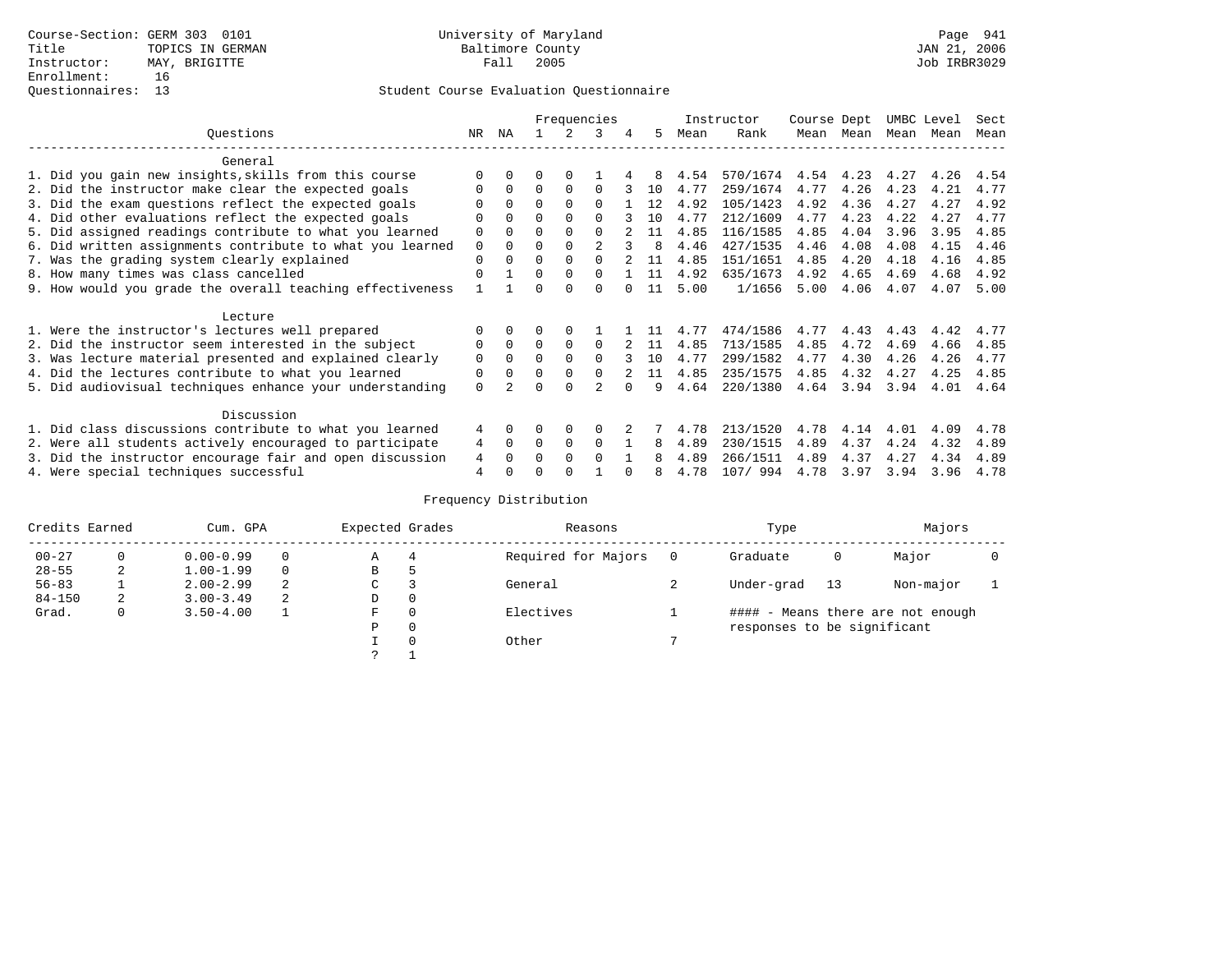Course-Section: GERM 303 0101
Title: TOPICS IN GERMAN
Instructor: MAY, BRIGITTE
Enrollment: 16
Questionnaires: 13

University of Maryland
Baltimore County
Fall 2005

JAN 21, 2006
Job IRBR3029

## Student Course Evaluation Questionnaire

| Questions | NR | NA | 1 | 2 | 3 | 4 | 5 | Instructor Mean | Rank | Course Mean | Dept Mean | UMBC Mean | Level Mean | Sect Mean |
|---|---|---|---|---|---|---|---|---|---|---|---|---|---|---|
| **General** | | | | | | | | | | | | | | |
| 1. Did you gain new insights,skills from this course | 0 | 0 | 0 | 0 | 1 | 4 | 8 | 4.54 | 570/1674 | 4.54 | 4.23 | 4.27 | 4.26 | 4.54 |
| 2. Did the instructor make clear the expected goals | 0 | 0 | 0 | 0 | 0 | 3 | 10 | 4.77 | 259/1674 | 4.77 | 4.26 | 4.23 | 4.21 | 4.77 |
| 3. Did the exam questions reflect the expected goals | 0 | 0 | 0 | 0 | 0 | 1 | 12 | 4.92 | 105/1423 | 4.92 | 4.36 | 4.27 | 4.27 | 4.92 |
| 4. Did other evaluations reflect the expected goals | 0 | 0 | 0 | 0 | 0 | 3 | 10 | 4.77 | 212/1609 | 4.77 | 4.23 | 4.22 | 4.27 | 4.77 |
| 5. Did assigned readings contribute to what you learned | 0 | 0 | 0 | 0 | 0 | 2 | 11 | 4.85 | 116/1585 | 4.85 | 4.04 | 3.96 | 3.95 | 4.85 |
| 6. Did written assignments contribute to what you learned | 0 | 0 | 0 | 0 | 2 | 3 | 8 | 4.46 | 427/1535 | 4.46 | 4.08 | 4.08 | 4.15 | 4.46 |
| 7. Was the grading system clearly explained | 0 | 0 | 0 | 0 | 0 | 2 | 11 | 4.85 | 151/1651 | 4.85 | 4.20 | 4.18 | 4.16 | 4.85 |
| 8. How many times was class cancelled | 0 | 1 | 0 | 0 | 0 | 1 | 11 | 4.92 | 635/1673 | 4.92 | 4.65 | 4.69 | 4.68 | 4.92 |
| 9. How would you grade the overall teaching effectiveness | 1 | 1 | 0 | 0 | 0 | 0 | 11 | 5.00 | 1/1656 | 5.00 | 4.06 | 4.07 | 4.07 | 5.00 |
| **Lecture** | | | | | | | | | | | | | | |
| 1. Were the instructor's lectures well prepared | 0 | 0 | 0 | 0 | 1 | 1 | 11 | 4.77 | 474/1586 | 4.77 | 4.43 | 4.43 | 4.42 | 4.77 |
| 2. Did the instructor seem interested in the subject | 0 | 0 | 0 | 0 | 0 | 2 | 11 | 4.85 | 713/1585 | 4.85 | 4.72 | 4.69 | 4.66 | 4.85 |
| 3. Was lecture material presented and explained clearly | 0 | 0 | 0 | 0 | 0 | 3 | 10 | 4.77 | 299/1582 | 4.77 | 4.30 | 4.26 | 4.26 | 4.77 |
| 4. Did the lectures contribute to what you learned | 0 | 0 | 0 | 0 | 0 | 2 | 11 | 4.85 | 235/1575 | 4.85 | 4.32 | 4.27 | 4.25 | 4.85 |
| 5. Did audiovisual techniques enhance your understanding | 0 | 2 | 0 | 0 | 2 | 0 | 9 | 4.64 | 220/1380 | 4.64 | 3.94 | 3.94 | 4.01 | 4.64 |
| **Discussion** | | | | | | | | | | | | | | |
| 1. Did class discussions contribute to what you learned | 4 | 0 | 0 | 0 | 0 | 2 | 7 | 4.78 | 213/1520 | 4.78 | 4.14 | 4.01 | 4.09 | 4.78 |
| 2. Were all students actively encouraged to participate | 4 | 0 | 0 | 0 | 0 | 1 | 8 | 4.89 | 230/1515 | 4.89 | 4.37 | 4.24 | 4.32 | 4.89 |
| 3. Did the instructor encourage fair and open discussion | 4 | 0 | 0 | 0 | 0 | 1 | 8 | 4.89 | 266/1511 | 4.89 | 4.37 | 4.27 | 4.34 | 4.89 |
| 4. Were special techniques successful | 4 | 0 | 0 | 0 | 1 | 0 | 8 | 4.78 | 107/ 994 | 4.78 | 3.97 | 3.94 | 3.96 | 4.78 |

## Frequency Distribution

| Credits Earned | | Cum. GPA | | Expected Grades | | Reasons | | Type | | Majors | |
|---|---|---|---|---|---|---|---|---|---|---|---|
| 00-27 | 0 | 0.00-0.99 | 0 | A | 4 | Required for Majors | 0 | Graduate | 0 | Major | 0 |
| 28-55 | 2 | 1.00-1.99 | 0 | B | 5 | | | | | | |
| 56-83 | 1 | 2.00-2.99 | 2 | C | 3 | General | 2 | Under-grad | 13 | Non-major | 1 |
| 84-150 | 2 | 3.00-3.49 | 2 | D | 0 | | | | | | |
| Grad. | 0 | 3.50-4.00 | 1 | F | 0 | Electives | 1 | | | | |
| | | | | P | 0 | | | | | | |
| | | | | I | 0 | Other | 7 | | | | |
| | | | | ? | 1 | | | | | | |

#### - Means there are not enough responses to be significant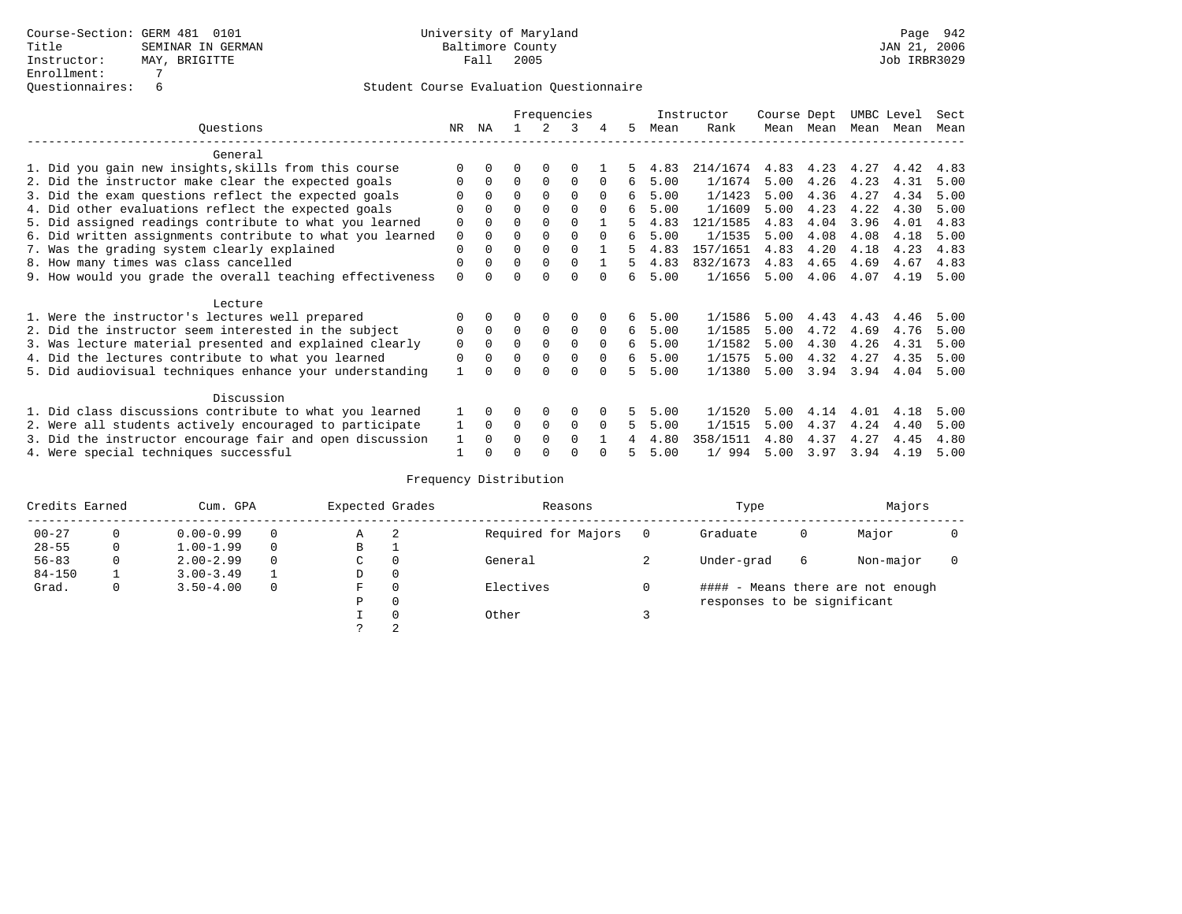Course-Section: GERM 481 0101
Title: SEMINAR IN GERMAN
Instructor: MAY, BRIGITTE
Enrollment: 7
Questionnaires: 6

University of Maryland
Baltimore County
Fall 2005

Student Course Evaluation Questionnaire

| Questions | NR | NA | 1 | 2 | 3 | 4 | 5 | Instructor Mean | Instructor Rank | Course Mean | Dept Mean | UMBC Mean | Level Mean | Sect Mean |
|---|---|---|---|---|---|---|---|---|---|---|---|---|---|---|
| **General** | | | | | | | | | | | | | | |
| 1. Did you gain new insights,skills from this course | 0 | 0 | 0 | 0 | 0 | 1 | 5 | 4.83 | 214/1674 | 4.83 | 4.23 | 4.27 | 4.42 | 4.83 |
| 2. Did the instructor make clear the expected goals | 0 | 0 | 0 | 0 | 0 | 0 | 6 | 5.00 | 1/1674 | 5.00 | 4.26 | 4.23 | 4.31 | 5.00 |
| 3. Did the exam questions reflect the expected goals | 0 | 0 | 0 | 0 | 0 | 0 | 6 | 5.00 | 1/1423 | 5.00 | 4.36 | 4.27 | 4.34 | 5.00 |
| 4. Did other evaluations reflect the expected goals | 0 | 0 | 0 | 0 | 0 | 0 | 6 | 5.00 | 1/1609 | 5.00 | 4.23 | 4.22 | 4.30 | 5.00 |
| 5. Did assigned readings contribute to what you learned | 0 | 0 | 0 | 0 | 0 | 1 | 5 | 4.83 | 121/1585 | 4.83 | 4.04 | 3.96 | 4.01 | 4.83 |
| 6. Did written assignments contribute to what you learned | 0 | 0 | 0 | 0 | 0 | 0 | 6 | 5.00 | 1/1535 | 5.00 | 4.08 | 4.08 | 4.18 | 5.00 |
| 7. Was the grading system clearly explained | 0 | 0 | 0 | 0 | 0 | 1 | 5 | 4.83 | 157/1651 | 4.83 | 4.20 | 4.18 | 4.23 | 4.83 |
| 8. How many times was class cancelled | 0 | 0 | 0 | 0 | 0 | 1 | 5 | 4.83 | 832/1673 | 4.83 | 4.65 | 4.69 | 4.67 | 4.83 |
| 9. How would you grade the overall teaching effectiveness | 0 | 0 | 0 | 0 | 0 | 0 | 6 | 5.00 | 1/1656 | 5.00 | 4.06 | 4.07 | 4.19 | 5.00 |
| **Lecture** | | | | | | | | | | | | | | |
| 1. Were the instructor's lectures well prepared | 0 | 0 | 0 | 0 | 0 | 0 | 6 | 5.00 | 1/1586 | 5.00 | 4.43 | 4.43 | 4.46 | 5.00 |
| 2. Did the instructor seem interested in the subject | 0 | 0 | 0 | 0 | 0 | 0 | 6 | 5.00 | 1/1585 | 5.00 | 4.72 | 4.69 | 4.76 | 5.00 |
| 3. Was lecture material presented and explained clearly | 0 | 0 | 0 | 0 | 0 | 0 | 6 | 5.00 | 1/1582 | 5.00 | 4.30 | 4.26 | 4.31 | 5.00 |
| 4. Did the lectures contribute to what you learned | 0 | 0 | 0 | 0 | 0 | 0 | 6 | 5.00 | 1/1575 | 5.00 | 4.32 | 4.27 | 4.35 | 5.00 |
| 5. Did audiovisual techniques enhance your understanding | 1 | 0 | 0 | 0 | 0 | 0 | 5 | 5.00 | 1/1380 | 5.00 | 3.94 | 3.94 | 4.04 | 5.00 |
| **Discussion** | | | | | | | | | | | | | | |
| 1. Did class discussions contribute to what you learned | 1 | 0 | 0 | 0 | 0 | 0 | 5 | 5.00 | 1/1520 | 5.00 | 4.14 | 4.01 | 4.18 | 5.00 |
| 2. Were all students actively encouraged to participate | 1 | 0 | 0 | 0 | 0 | 0 | 5 | 5.00 | 1/1515 | 5.00 | 4.37 | 4.24 | 4.40 | 5.00 |
| 3. Did the instructor encourage fair and open discussion | 1 | 0 | 0 | 0 | 0 | 1 | 4 | 4.80 | 358/1511 | 4.80 | 4.37 | 4.27 | 4.45 | 4.80 |
| 4. Were special techniques successful | 1 | 0 | 0 | 0 | 0 | 0 | 5 | 5.00 | 1/ 994 | 5.00 | 3.97 | 3.94 | 4.19 | 5.00 |

Frequency Distribution

| Credits Earned | | Cum. GPA | | Expected Grades | | Reasons | | Type | | Majors | |
|---|---|---|---|---|---|---|---|---|---|---|---|
| 00-27 | 0 | 0.00-0.99 | 0 | A | 2 | Required for Majors | 0 | Graduate | 0 | Major | 0 |
| 28-55 | 0 | 1.00-1.99 | 0 | B | 1 | | | | | | |
| 56-83 | 0 | 2.00-2.99 | 0 | C | 0 | General | 2 | Under-grad | 6 | Non-major | 0 |
| 84-150 | 1 | 3.00-3.49 | 1 | D | 0 | | | | | | |
| Grad. | 0 | 3.50-4.00 | 0 | F | 0 | Electives | 0 | | | | |
| | | | | P | 0 | | | | | | |
| | | | | I | 0 | Other | 3 | | | | |
| | | | | ? | 2 | | | | | | |

#### - Means there are not enough responses to be significant